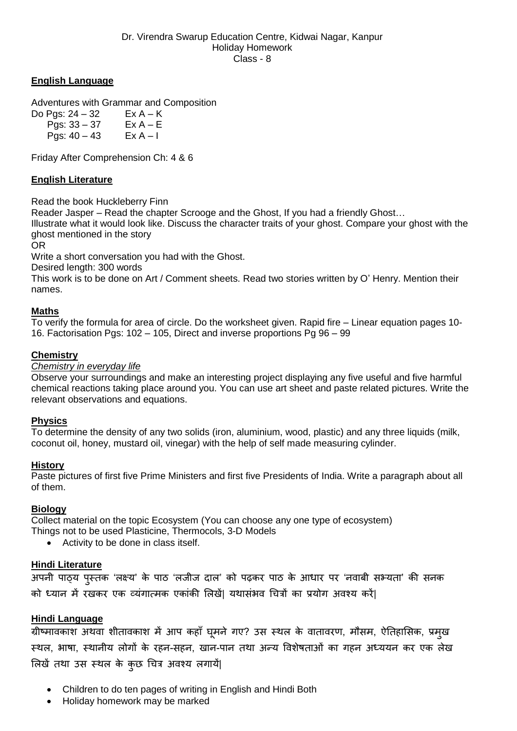Dr. Virendra Swarup Education Centre, Kidwai Nagar, Kanpur
Holiday Homework
Class - 8

## English Language

Adventures with Grammar and Composition

Do Pgs: 24 – 32   Ex A – K
Pgs: 33 – 37   Ex A – E
Pgs: 40 – 43   Ex A – I

Friday After Comprehension Ch: 4 & 6

## English Literature

Read the book Huckleberry Finn

Reader Jasper – Read the chapter Scrooge and the Ghost, If you had a friendly Ghost…

Illustrate what it would look like. Discuss the character traits of your ghost. Compare your ghost with the ghost mentioned in the story

OR

Write a short conversation you had with the Ghost.

Desired length: 300 words

This work is to be done on Art / Comment sheets. Read two stories written by O' Henry. Mention their names.

## Maths

To verify the formula for area of circle. Do the worksheet given. Rapid fire – Linear equation pages 10-16. Factorisation Pgs: 102 – 105, Direct and inverse proportions Pg 96 – 99

## Chemistry

*Chemistry in everyday life*

Observe your surroundings and make an interesting project displaying any five useful and five harmful chemical reactions taking place around you. You can use art sheet and paste related pictures. Write the relevant observations and equations.

## Physics

To determine the density of any two solids (iron, aluminium, wood, plastic) and any three liquids (milk, coconut oil, honey, mustard oil, vinegar) with the help of self made measuring cylinder.

## History

Paste pictures of first five Prime Ministers and first five Presidents of India. Write a paragraph about all of them.

## Biology

Collect material on the topic Ecosystem (You can choose any one type of ecosystem)

Things not to be used Plasticine, Thermocols, 3-D Models

- Activity to be done in class itself.

## Hindi Literature

अपनी पाठ्य पुस्तक 'लक्ष्य' के पाठ 'लजीज दाल' को पढ़कर पाठ के आधार पर 'नवाबी सभ्यता' की सनक को ध्यान में रखकर एक व्यंगात्मक एकांकी लिखें। यथासंभव चित्रों का प्रयोग अवश्य करें।

## Hindi Language

ग्रीष्मावकाश अथवा शीतावकाश में आप कहाँ घूमने गए? उस स्थल के वातावरण, मौसम, ऐतिहासिक, प्रमुख स्थल, भाषा, स्थानीय लोगों के रहन-सहन, खान-पान तथा अन्य विशेषताओं का गहन अध्ययन कर एक लेख लिखें तथा उस स्थल के कुछ चित्र अवश्य लगायें।

- Children to do ten pages of writing in English and Hindi Both
- Holiday homework may be marked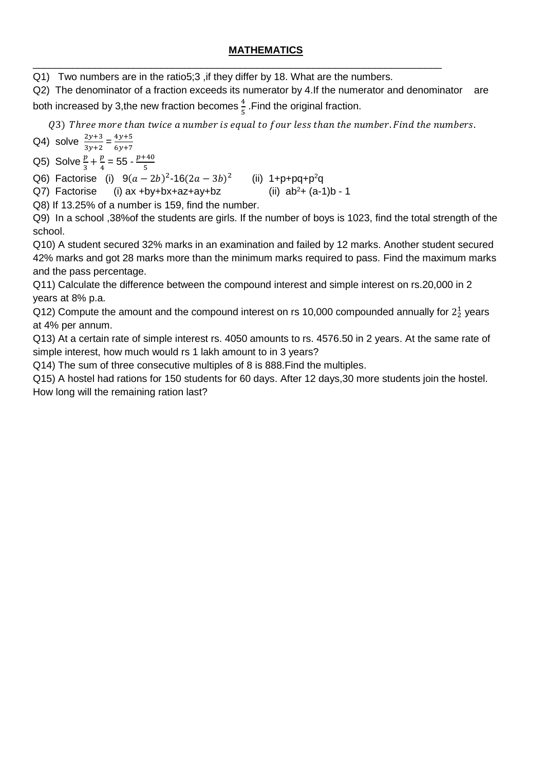**MATHEMATICS**

---

Q1) Two numbers are in the ratio5;3 ,if they differ by 18. What are the numbers.

Q2) The denominator of a fraction exceeds its numerator by 4.If the numerator and denominator are both increased by 3,the new fraction becomes $\frac{4}{5}$ .Find the original fraction.

$Q3)$ $Three\ more\ than\ twice\ a\ number\ is\ equal\ to\ four\ less\ than\ the\ number. Find\ the\ numbers.$

Q4) solve $\frac{2y+3}{3y+2} = \frac{4y+5}{6y+7}$

Q5) Solve $\frac{p}{3} + \frac{p}{4} = 55 - \frac{p+40}{5}$

Q6) Factorise (i) $9(a-2b)^2$-$16(2a-3b)^2$ (ii) $1+p+pq+p^2q$

Q7) Factorise (i) ax +by+bx+az+ay+bz (ii) $ab^2+(a-1)b - 1$

Q8) If 13.25% of a number is 159, find the number.

Q9) In a school ,38%of the students are girls. If the number of boys is 1023, find the total strength of the school.

Q10) A student secured 32% marks in an examination and failed by 12 marks. Another student secured 42% marks and got 28 marks more than the minimum marks required to pass. Find the maximum marks and the pass percentage.

Q11) Calculate the difference between the compound interest and simple interest on rs.20,000 in 2 years at 8% p.a.

Q12) Compute the amount and the compound interest on rs 10,000 compounded annually for $2\frac{1}{2}$ years at 4% per annum.

Q13) At a certain rate of simple interest rs. 4050 amounts to rs. 4576.50 in 2 years. At the same rate of simple interest, how much would rs 1 lakh amount to in 3 years?

Q14) The sum of three consecutive multiples of 8 is 888.Find the multiples.

Q15) A hostel had rations for 150 students for 60 days. After 12 days,30 more students join the hostel. How long will the remaining ration last?